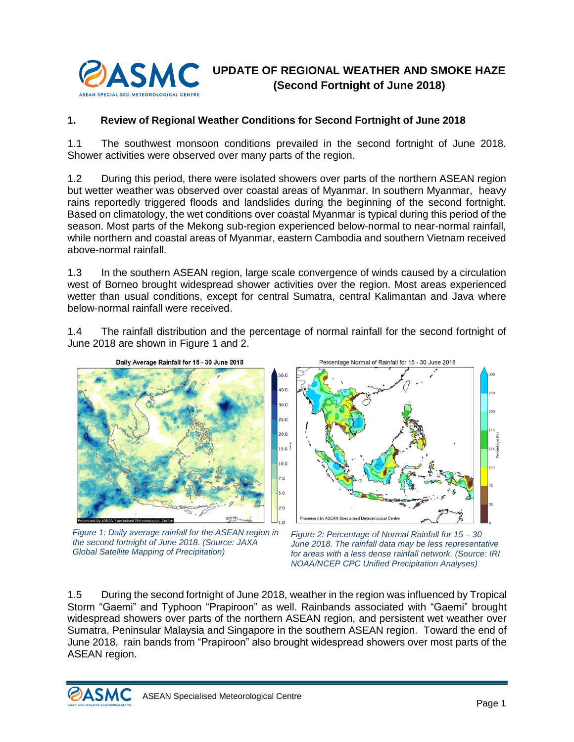# UPDATE OF REGIONAL WEATHER AND SMOKE HAZE (Second Fortnight of June 2018)

## 1. Review of Regional Weather Conditions for Second Fortnight of June 2018

1.1 The southwest monsoon conditions prevailed in the second fortnight of June 2018. Shower activities were observed over many parts of the region.

1.2 During this period, there were isolated showers over parts of the northern ASEAN region but wetter weather was observed over coastal areas of Myanmar. In southern Myanmar, heavy rains reportedly triggered floods and landslides during the beginning of the second fortnight. Based on climatology, the wet conditions over coastal Myanmar is typical during this period of the season. Most parts of the Mekong sub-region experienced below-normal to near-normal rainfall, while northern and coastal areas of Myanmar, eastern Cambodia and southern Vietnam received above-normal rainfall.

1.3 In the southern ASEAN region, large scale convergence of winds caused by a circulation west of Borneo brought widespread shower activities over the region. Most areas experienced wetter than usual conditions, except for central Sumatra, central Kalimantan and Java where below-normal rainfall were received.

1.4 The rainfall distribution and the percentage of normal rainfall for the second fortnight of June 2018 are shown in Figure 1 and 2.

*Figure 1: Daily average rainfall for the ASEAN region in the second fortnight of June 2018. (Source: JAXA Global Satellite Mapping of Precipitation)*

*Figure 2: Percentage of Normal Rainfall for 15 – 30 June 2018. The rainfall data may be less representative for areas with a less dense rainfall network. (Source: IRI NOAA/NCEP CPC Unified Precipitation Analyses)*

1.5 During the second fortnight of June 2018, weather in the region was influenced by Tropical Storm "Gaemi" and Typhoon "Prapiroon" as well. Rainbands associated with "Gaemi" brought widespread showers over parts of the northern ASEAN region, and persistent wet weather over Sumatra, Peninsular Malaysia and Singapore in the southern ASEAN region. Toward the end of June 2018, rain bands from "Prapiroon" also brought widespread showers over most parts of the ASEAN region.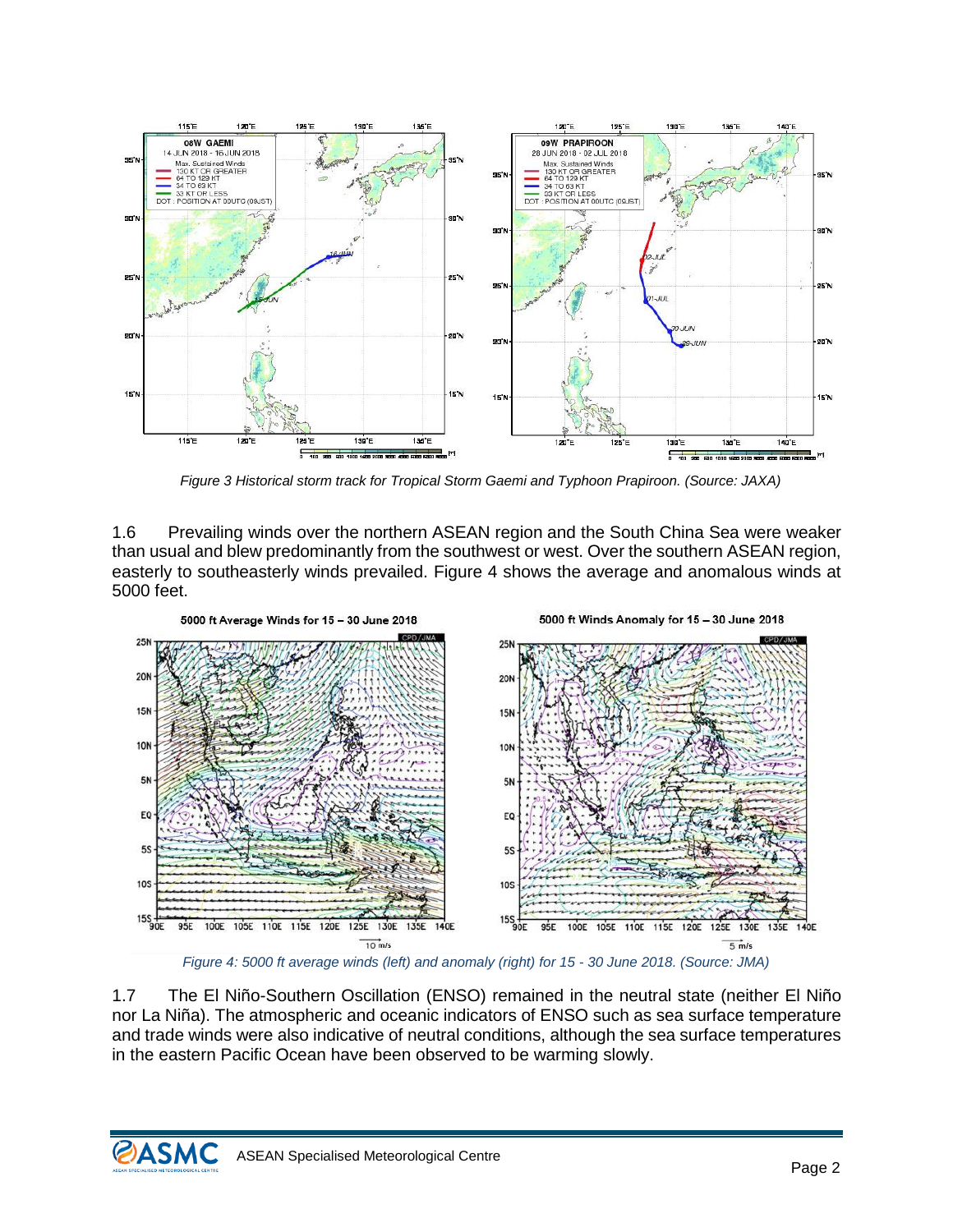*Figure 3 Historical storm track for Tropical Storm Gaemi and Typhoon Prapiroon. (Source: JAXA)*

1.6 Prevailing winds over the northern ASEAN region and the South China Sea were weaker than usual and blew predominantly from the southwest or west. Over the southern ASEAN region, easterly to southeasterly winds prevailed. Figure 4 shows the average and anomalous winds at 5000 feet.

*Figure 4: 5000 ft average winds (left) and anomaly (right) for 15 - 30 June 2018. (Source: JMA)*

1.7 The El Niño-Southern Oscillation (ENSO) remained in the neutral state (neither El Niño nor La Niña). The atmospheric and oceanic indicators of ENSO such as sea surface temperature and trade winds were also indicative of neutral conditions, although the sea surface temperatures in the eastern Pacific Ocean have been observed to be warming slowly.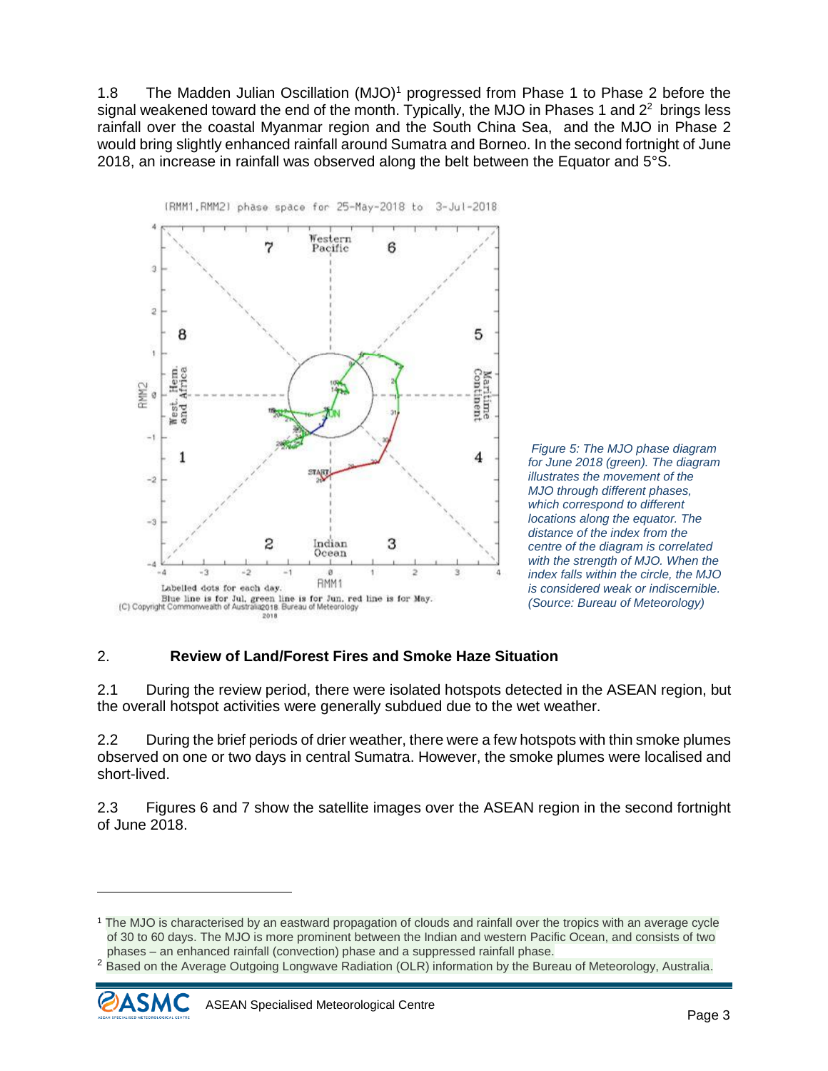1.8 The Madden Julian Oscillation (MJO)[1] progressed from Phase 1 to Phase 2 before the signal weakened toward the end of the month. Typically, the MJO in Phases 1 and 2[2] brings less rainfall over the coastal Myanmar region and the South China Sea, and the MJO in Phase 2 would bring slightly enhanced rainfall around Sumatra and Borneo. In the second fortnight of June 2018, an increase in rainfall was observed along the belt between the Equator and 5°S.

*Figure 5: The MJO phase diagram for June 2018 (green). The diagram illustrates the movement of the MJO through different phases, which correspond to different locations along the equator. The distance of the index from the centre of the diagram is correlated with the strength of MJO. When the index falls within the circle, the MJO is considered weak or indiscernible. (Source: Bureau of Meteorology)*

## 2. Review of Land/Forest Fires and Smoke Haze Situation

2.1 During the review period, there were isolated hotspots detected in the ASEAN region, but the overall hotspot activities were generally subdued due to the wet weather.

2.2 During the brief periods of drier weather, there were a few hotspots with thin smoke plumes observed on one or two days in central Sumatra. However, the smoke plumes were localised and short-lived.

2.3 Figures 6 and 7 show the satellite images over the ASEAN region in the second fortnight of June 2018.

---

[1] The MJO is characterised by an eastward propagation of clouds and rainfall over the tropics with an average cycle of 30 to 60 days. The MJO is more prominent between the Indian and western Pacific Ocean, and consists of two phases – an enhanced rainfall (convection) phase and a suppressed rainfall phase.

[2] Based on the Average Outgoing Longwave Radiation (OLR) information by the Bureau of Meteorology, Australia.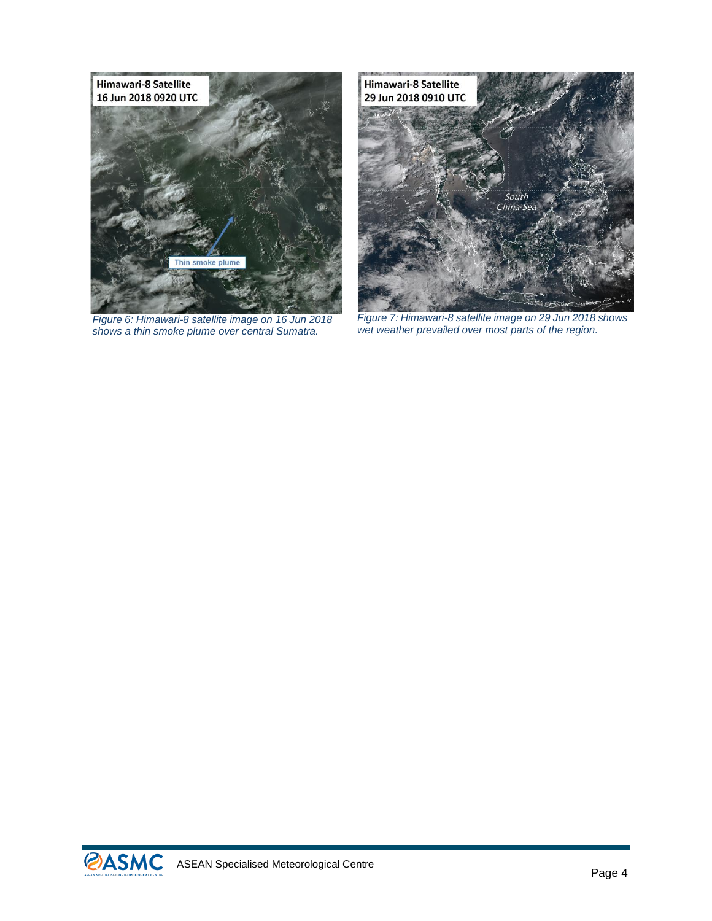Himawari-8 Satellite
16 Jun 2018 0920 UTC

Thin smoke plume

*Figure 6: Himawari-8 satellite image on 16 Jun 2018 shows a thin smoke plume over central Sumatra.*

Himawari-8 Satellite
29 Jun 2018 0910 UTC

South China Sea

*Figure 7: Himawari-8 satellite image on 29 Jun 2018 shows wet weather prevailed over most parts of the region.*